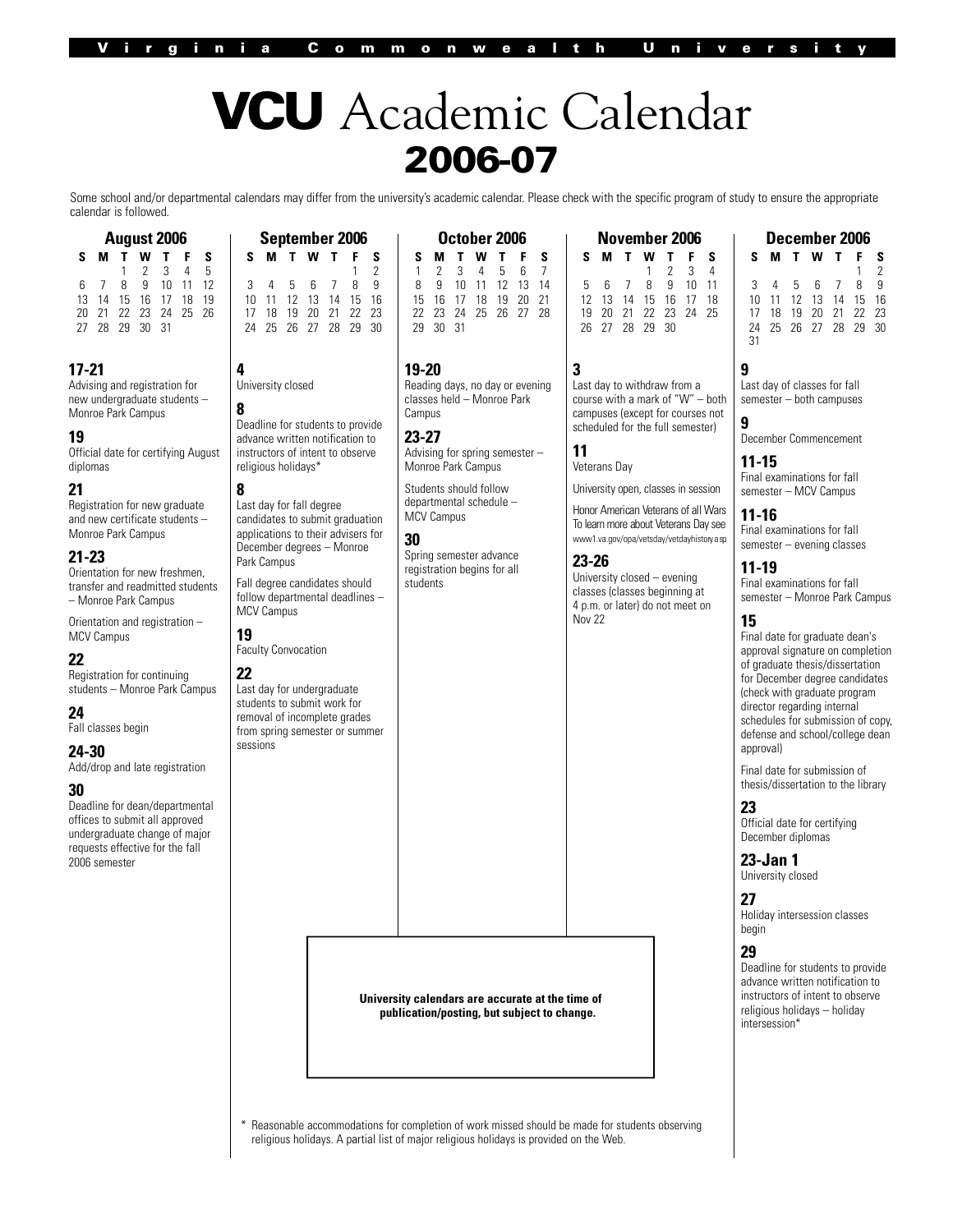# VCU Academic Calendar 2006-07

Some school and/or departmental calendars may differ from the university's academic calendar. Please check with the specific program of study to ensure the appropriate calendar is followed.

## August 2006

| S | M | T | W | T | F | S |
|---|---|---|---|---|---|---|
| | | 1 | 2 | 3 | 4 | 5 |
| 6 | 7 | 8 | 9 | 10 | 11 | 12 |
| 13 | 14 | 15 | 16 | 17 | 18 | 19 |
| 20 | 21 | 22 | 23 | 24 | 25 | 26 |
| 27 | 28 | 29 | 30 | 31 | | |

### 17-21
Advising and registration for new undergraduate students – Monroe Park Campus

### 19
Official date for certifying August diplomas

### 21
Registration for new graduate and new certificate students – Monroe Park Campus

### 21-23
Orientation for new freshmen, transfer and readmitted students – Monroe Park Campus

Orientation and registration – MCV Campus

### 22
Registration for continuing students – Monroe Park Campus

### 24
Fall classes begin

### 24-30
Add/drop and late registration

### 30
Deadline for dean/departmental offices to submit all approved undergraduate change of major requests effective for the fall 2006 semester

## September 2006

| S | M | T | W | T | F | S |
|---|---|---|---|---|---|---|
| | | | | | 1 | 2 |
| 3 | 4 | 5 | 6 | 7 | 8 | 9 |
| 10 | 11 | 12 | 13 | 14 | 15 | 16 |
| 17 | 18 | 19 | 20 | 21 | 22 | 23 |
| 24 | 25 | 26 | 27 | 28 | 29 | 30 |

### 4
University closed

### 8
Deadline for students to provide advance written notification to instructors of intent to observe religious holidays*

### 8
Last day for fall degree candidates to submit graduation applications to their advisers for December degrees – Monroe Park Campus

Fall degree candidates should follow departmental deadlines – MCV Campus

### 19
Faculty Convocation

### 22
Last day for undergraduate students to submit work for removal of incomplete grades from spring semester or summer sessions

## October 2006

| S | M | T | W | T | F | S |
|---|---|---|---|---|---|---|
| 1 | 2 | 3 | 4 | 5 | 6 | 7 |
| 8 | 9 | 10 | 11 | 12 | 13 | 14 |
| 15 | 16 | 17 | 18 | 19 | 20 | 21 |
| 22 | 23 | 24 | 25 | 26 | 27 | 28 |
| 29 | 30 | 31 | | | | |

### 19-20
Reading days, no day or evening classes held – Monroe Park Campus

### 23-27
Advising for spring semester – Monroe Park Campus

Students should follow departmental schedule – MCV Campus

### 30
Spring semester advance registration begins for all students

## November 2006

| S | M | T | W | T | F | S |
|---|---|---|---|---|---|---|
| | | | 1 | 2 | 3 | 4 |
| 5 | 6 | 7 | 8 | 9 | 10 | 11 |
| 12 | 13 | 14 | 15 | 16 | 17 | 18 |
| 19 | 20 | 21 | 22 | 23 | 24 | 25 |
| 26 | 27 | 28 | 29 | 30 | | |

### 3
Last day to withdraw from a course with a mark of "W" – both campuses (except for courses not scheduled for the full semester)

### 11
Veterans Day

University open, classes in session

Honor American Veterans of all Wars To learn more about Veterans Day see www1.va.gov/opa/vetsday/vetdayhistory.asp

### 23-26
University closed – evening classes (classes beginning at 4 p.m. or later) do not meet on Nov 22

## December 2006

| S | M | T | W | T | F | S |
|---|---|---|---|---|---|---|
| | | | | | 1 | 2 |
| 3 | 4 | 5 | 6 | 7 | 8 | 9 |
| 10 | 11 | 12 | 13 | 14 | 15 | 16 |
| 17 | 18 | 19 | 20 | 21 | 22 | 23 |
| 24 | 25 | 26 | 27 | 28 | 29 | 30 |
| 31 | | | | | | |

### 9
Last day of classes for fall semester – both campuses

### 9
December Commencement

### 11-15
Final examinations for fall semester – MCV Campus

### 11-16
Final examinations for fall semester – evening classes

### 11-19
Final examinations for fall semester – Monroe Park Campus

### 15
Final date for graduate dean's approval signature on completion of graduate thesis/dissertation for December degree candidates (check with graduate program director regarding internal schedules for submission of copy, defense and school/college dean approval)

Final date for submission of thesis/dissertation to the library

### 23
Official date for certifying December diplomas

### 23-Jan 1
University closed

### 27
Holiday intersession classes begin

### 29
Deadline for students to provide advance written notification to instructors of intent to observe religious holidays – holiday intersession*

**University calendars are accurate at the time of publication/posting, but subject to change.**

* Reasonable accommodations for completion of work missed should be made for students observing religious holidays. A partial list of major religious holidays is provided on the Web.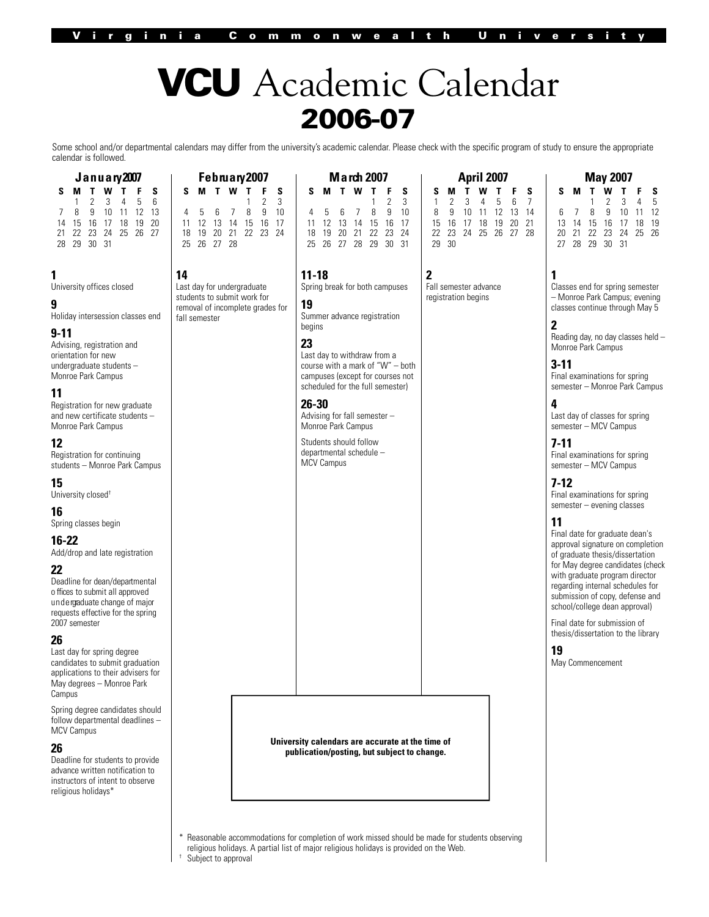# VCU Academic Calendar 2006-07

Some school and/or departmental calendars may differ from the university's academic calendar. Please check with the specific program of study to ensure the appropriate calendar is followed.

## January 2007

| S | M | T | W | T | F | S |
|---|---|---|---|---|---|---|
| | 1 | 2 | 3 | 4 | 5 | 6 |
| 7 | 8 | 9 | 10 | 11 | 12 | 13 |
| 14 | 15 | 16 | 17 | 18 | 19 | 20 |
| 21 | 22 | 23 | 24 | 25 | 26 | 27 |
| 28 | 29 | 30 | 31 | | | |

**1**
University offices closed

**9**
Holiday intersession classes end

**9-11**
Advising, registration and orientation for new undergraduate students – Monroe Park Campus

**11**
Registration for new graduate and new certificate students – Monroe Park Campus

**12**
Registration for continuing students – Monroe Park Campus

**15**
University closed†

**16**
Spring classes begin

**16-22**
Add/drop and late registration

**22**
Deadline for dean/departmental offices to submit all approved undergraduate change of major requests effective for the spring 2007 semester

**26**
Last day for spring degree candidates to submit graduation applications to their advisers for May degrees – Monroe Park Campus

Spring degree candidates should follow departmental deadlines – MCV Campus

**26**
Deadline for students to provide advance written notification to instructors of intent to observe religious holidays*

## February 2007

| S | M | T | W | T | F | S |
|---|---|---|---|---|---|---|
| | | | | 1 | 2 | 3 |
| 4 | 5 | 6 | 7 | 8 | 9 | 10 |
| 11 | 12 | 13 | 14 | 15 | 16 | 17 |
| 18 | 19 | 20 | 21 | 22 | 23 | 24 |
| 25 | 26 | 27 | 28 | | | |

**14**
Last day for undergraduate students to submit work for removal of incomplete grades for fall semester

## March 2007

| S | M | T | W | T | F | S |
|---|---|---|---|---|---|---|
| | | | | 1 | 2 | 3 |
| 4 | 5 | 6 | 7 | 8 | 9 | 10 |
| 11 | 12 | 13 | 14 | 15 | 16 | 17 |
| 18 | 19 | 20 | 21 | 22 | 23 | 24 |
| 25 | 26 | 27 | 28 | 29 | 30 | 31 |

**11-18**
Spring break for both campuses

**19**
Summer advance registration begins

**23**
Last day to withdraw from a course with a mark of "W" – both campuses (except for courses not scheduled for the full semester)

**26-30**
Advising for fall semester – Monroe Park Campus

Students should follow departmental schedule – MCV Campus

## April 2007

| S | M | T | W | T | F | S |
|---|---|---|---|---|---|---|
| 1 | 2 | 3 | 4 | 5 | 6 | 7 |
| 8 | 9 | 10 | 11 | 12 | 13 | 14 |
| 15 | 16 | 17 | 18 | 19 | 20 | 21 |
| 22 | 23 | 24 | 25 | 26 | 27 | 28 |
| 29 | 30 | | | | | |

**2**
Fall semester advance registration begins

## May 2007

| S | M | T | W | T | F | S |
|---|---|---|---|---|---|---|
| | | 1 | 2 | 3 | 4 | 5 |
| 6 | 7 | 8 | 9 | 10 | 11 | 12 |
| 13 | 14 | 15 | 16 | 17 | 18 | 19 |
| 20 | 21 | 22 | 23 | 24 | 25 | 26 |
| 27 | 28 | 29 | 30 | 31 | | |

**1**
Classes end for spring semester – Monroe Park Campus; evening classes continue through May 5

**2**
Reading day, no day classes held – Monroe Park Campus

**3-11**
Final examinations for spring semester – Monroe Park Campus

**4**
Last day of classes for spring semester – MCV Campus

**7-11**
Final examinations for spring semester – MCV Campus

**7-12**
Final examinations for spring semester – evening classes

**11**
Final date for graduate dean's approval signature on completion of graduate thesis/dissertation for May degree candidates (check with graduate program director regarding internal schedules for submission of copy, defense and school/college dean approval)

Final date for submission of thesis/dissertation to the library

**19**
May Commencement

**University calendars are accurate at the time of publication/posting, but subject to change.**

\* Reasonable accommodations for completion of work missed should be made for students observing religious holidays. A partial list of major religious holidays is provided on the Web.

† Subject to approval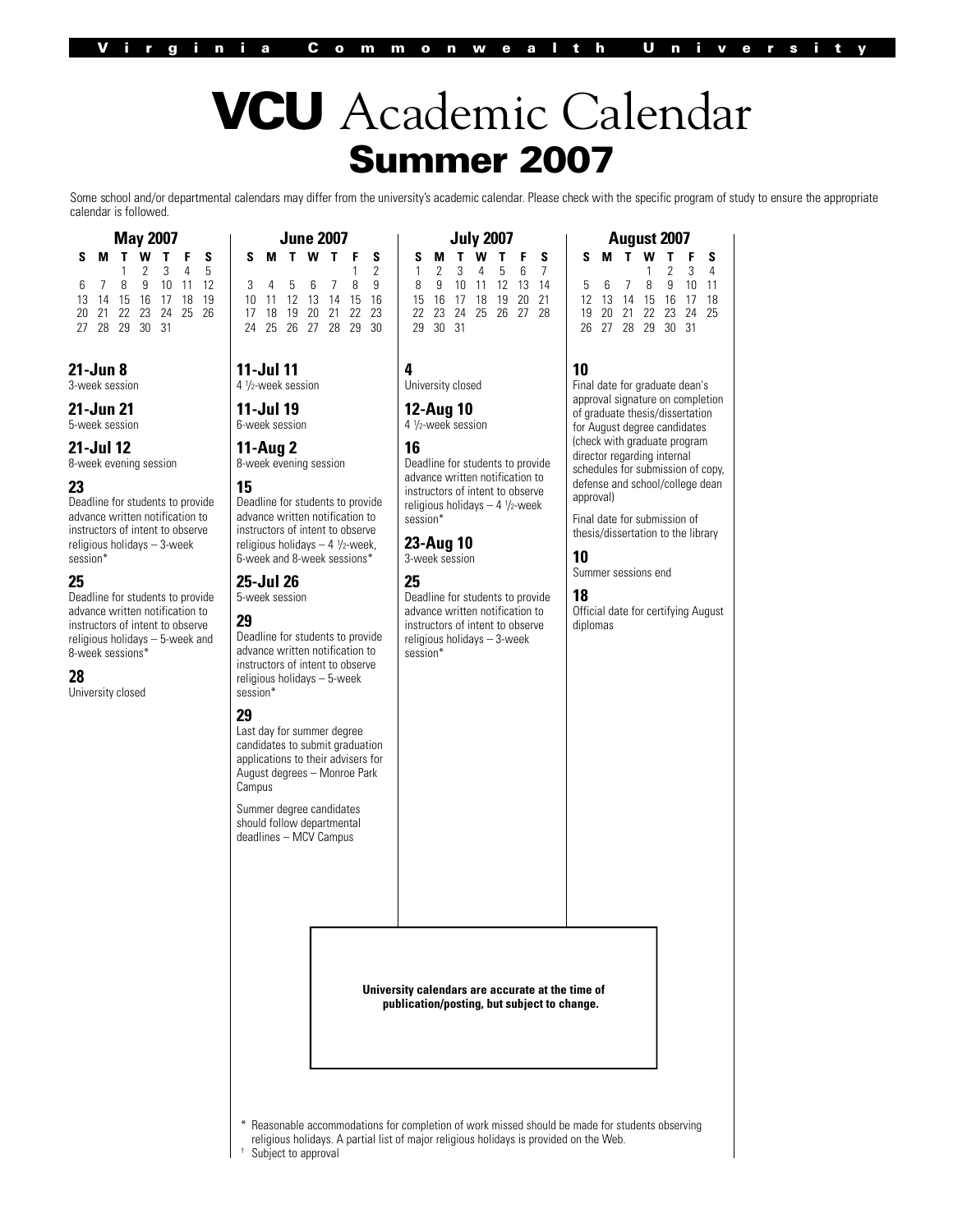# VCU Academic Calendar

## Summer 2007

Some school and/or departmental calendars may differ from the university's academic calendar. Please check with the specific program of study to ensure the appropriate calendar is followed.

### May 2007

| S | M | T | W | T | F | S |
|---|---|---|---|---|---|---|
| | | 1 | 2 | 3 | 4 | 5 |
| 6 | 7 | 8 | 9 | 10 | 11 | 12 |
| 13 | 14 | 15 | 16 | 17 | 18 | 19 |
| 20 | 21 | 22 | 23 | 24 | 25 | 26 |
| 27 | 28 | 29 | 30 | 31 | | |

**21-Jun 8**
3-week session

**21-Jun 21**
5-week session

**21-Jul 12**
8-week evening session

**23**
Deadline for students to provide advance written notification to instructors of intent to observe religious holidays – 3-week session*

**25**
Deadline for students to provide advance written notification to instructors of intent to observe religious holidays – 5-week and 8-week sessions*

**28**
University closed

### June 2007

| S | M | T | W | T | F | S |
|---|---|---|---|---|---|---|
| | | | | | 1 | 2 |
| 3 | 4 | 5 | 6 | 7 | 8 | 9 |
| 10 | 11 | 12 | 13 | 14 | 15 | 16 |
| 17 | 18 | 19 | 20 | 21 | 22 | 23 |
| 24 | 25 | 26 | 27 | 28 | 29 | 30 |

**11-Jul 11**
4 1/2-week session

**11-Jul 19**
6-week session

**11-Aug 2**
8-week evening session

**15**
Deadline for students to provide advance written notification to instructors of intent to observe religious holidays – 4 1/2-week, 6-week and 8-week sessions*

**25-Jul 26**
5-week session

**29**
Deadline for students to provide advance written notification to instructors of intent to observe religious holidays – 5-week session*

**29**
Last day for summer degree candidates to submit graduation applications to their advisers for August degrees – Monroe Park Campus

Summer degree candidates should follow departmental deadlines – MCV Campus

### July 2007

| S | M | T | W | T | F | S |
|---|---|---|---|---|---|---|
| 1 | 2 | 3 | 4 | 5 | 6 | 7 |
| 8 | 9 | 10 | 11 | 12 | 13 | 14 |
| 15 | 16 | 17 | 18 | 19 | 20 | 21 |
| 22 | 23 | 24 | 25 | 26 | 27 | 28 |
| 29 | 30 | 31 | | | | |

**4**
University closed

**12-Aug 10**
4 1/2-week session

**16**
Deadline for students to provide advance written notification to instructors of intent to observe religious holidays – 4 1/2-week session*

**23-Aug 10**
3-week session

**25**
Deadline for students to provide advance written notification to instructors of intent to observe religious holidays – 3-week session*

### August 2007

| S | M | T | W | T | F | S |
|---|---|---|---|---|---|---|
| | | | 1 | 2 | 3 | 4 |
| 5 | 6 | 7 | 8 | 9 | 10 | 11 |
| 12 | 13 | 14 | 15 | 16 | 17 | 18 |
| 19 | 20 | 21 | 22 | 23 | 24 | 25 |
| 26 | 27 | 28 | 29 | 30 | 31 | |

**10**
Final date for graduate dean's approval signature on completion of graduate thesis/dissertation for August degree candidates (check with graduate program director regarding internal schedules for submission of copy, defense and school/college dean approval)

Final date for submission of thesis/dissertation to the library

**10**
Summer sessions end

**18**
Official date for certifying August diplomas

**University calendars are accurate at the time of publication/posting, but subject to change.**

\* Reasonable accommodations for completion of work missed should be made for students observing religious holidays. A partial list of major religious holidays is provided on the Web.

† Subject to approval